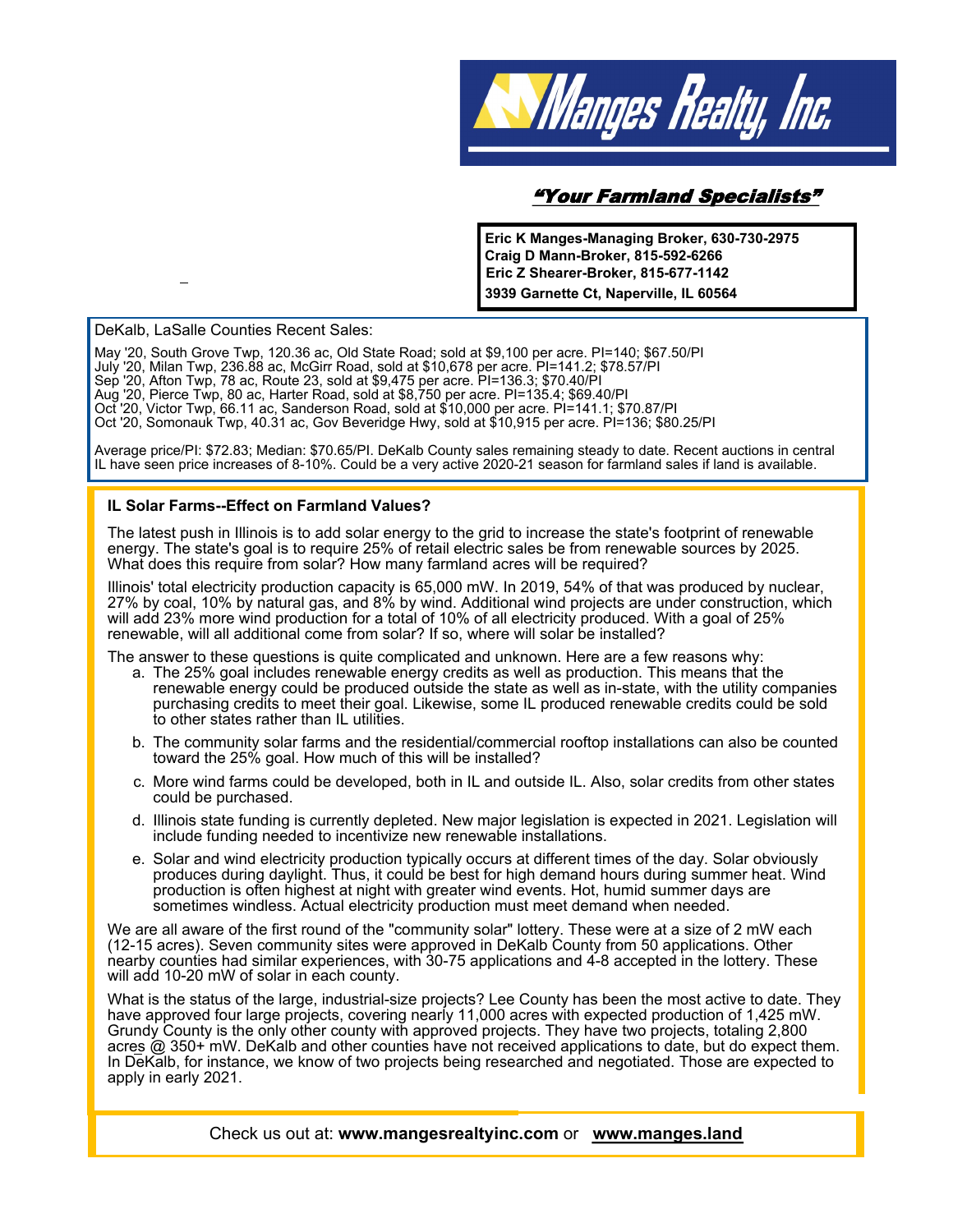# Manges Realty, Inc.

***"Your Farmland Specialists"***

**Eric K Manges-Managing Broker, 630-730-2975**
**Craig D Mann-Broker, 815-592-6266**
**Eric Z Shearer-Broker, 815-677-1142**
**3939 Garnette Ct, Naperville, IL 60564**

DeKalb, LaSalle Counties Recent Sales:

May '20, South Grove Twp, 120.36 ac, Old State Road; sold at $9,100 per acre. PI=140; $67.50/PI
July '20, Milan Twp, 236.88 ac, McGirr Road, sold at $10,678 per acre. PI=141.2; $78.57/PI
Sep '20, Afton Twp, 78 ac, Route 23, sold at $9,475 per acre. PI=136.3; $70.40/PI
Aug '20, Pierce Twp, 80 ac, Harter Road, sold at $8,750 per acre. PI=135.4; $69.40/PI
Oct '20, Victor Twp, 66.11 ac, Sanderson Road, sold at $10,000 per acre. PI=141.1; $70.87/PI
Oct '20, Somonauk Twp, 40.31 ac, Gov Beveridge Hwy, sold at $10,915 per acre. PI=136; $80.25/PI

Average price/PI: $72.83; Median: $70.65/PI. DeKalb County sales remaining steady to date. Recent auctions in central IL have seen price increases of 8-10%. Could be a very active 2020-21 season for farmland sales if land is available.

## IL Solar Farms--Effect on Farmland Values?

The latest push in Illinois is to add solar energy to the grid to increase the state's footprint of renewable energy. The state's goal is to require 25% of retail electric sales be from renewable sources by 2025. What does this require from solar? How many farmland acres will be required?

Illinois' total electricity production capacity is 65,000 mW. In 2019, 54% of that was produced by nuclear, 27% by coal, 10% by natural gas, and 8% by wind. Additional wind projects are under construction, which will add 23% more wind production for a total of 10% of all electricity produced. With a goal of 25% renewable, will all additional come from solar? If so, where will solar be installed?

The answer to these questions is quite complicated and unknown. Here are a few reasons why:

a. The 25% goal includes renewable energy credits as well as production. This means that the renewable energy could be produced outside the state as well as in-state, with the utility companies purchasing credits to meet their goal. Likewise, some IL produced renewable credits could be sold to other states rather than IL utilities.
b. The community solar farms and the residential/commercial rooftop installations can also be counted toward the 25% goal. How much of this will be installed?
c. More wind farms could be developed, both in IL and outside IL. Also, solar credits from other states could be purchased.
d. Illinois state funding is currently depleted. New major legislation is expected in 2021. Legislation will include funding needed to incentivize new renewable installations.
e. Solar and wind electricity production typically occurs at different times of the day. Solar obviously produces during daylight. Thus, it could be best for high demand hours during summer heat. Wind production is often highest at night with greater wind events. Hot, humid summer days are sometimes windless. Actual electricity production must meet demand when needed.

We are all aware of the first round of the "community solar" lottery. These were at a size of 2 mW each (12-15 acres). Seven community sites were approved in DeKalb County from 50 applications. Other nearby counties had similar experiences, with 30-75 applications and 4-8 accepted in the lottery. These will add 10-20 mW of solar in each county.

What is the status of the large, industrial-size projects? Lee County has been the most active to date. They have approved four large projects, covering nearly 11,000 acres with expected production of 1,425 mW. Grundy County is the only other county with approved projects. They have two projects, totaling 2,800 acres @ 350+ mW. DeKalb and other counties have not received applications to date, but do expect them. In DeKalb, for instance, we know of two projects being researched and negotiated. Those are expected to apply in early 2021.

Check us out at: **www.mangesrealtyinc.com** or **www.manges.land**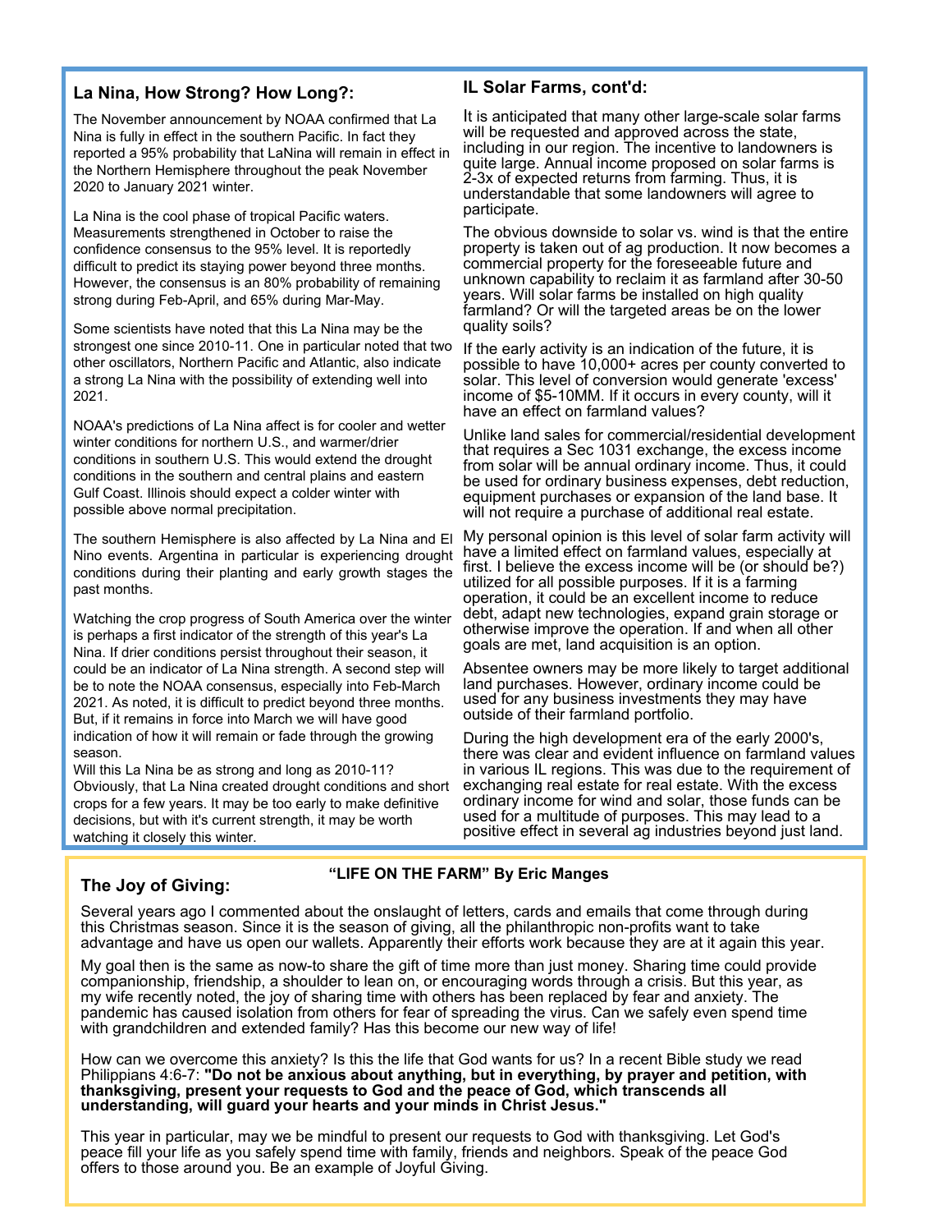## La Nina, How Strong? How Long?:

The November announcement by NOAA confirmed that La Nina is fully in effect in the southern Pacific. In fact they reported a 95% probability that LaNina will remain in effect in the Northern Hemisphere throughout the peak November 2020 to January 2021 winter.

La Nina is the cool phase of tropical Pacific waters. Measurements strengthened in October to raise the confidence consensus to the 95% level. It is reportedly difficult to predict its staying power beyond three months. However, the consensus is an 80% probability of remaining strong during Feb-April, and 65% during Mar-May.

Some scientists have noted that this La Nina may be the strongest one since 2010-11. One in particular noted that two other oscillators, Northern Pacific and Atlantic, also indicate a strong La Nina with the possibility of extending well into 2021.

NOAA's predictions of La Nina affect is for cooler and wetter winter conditions for northern U.S., and warmer/drier conditions in southern U.S. This would extend the drought conditions in the southern and central plains and eastern Gulf Coast. Illinois should expect a colder winter with possible above normal precipitation.

The southern Hemisphere is also affected by La Nina and El Nino events. Argentina in particular is experiencing drought conditions during their planting and early growth stages the past months.

Watching the crop progress of South America over the winter is perhaps a first indicator of the strength of this year's La Nina. If drier conditions persist throughout their season, it could be an indicator of La Nina strength. A second step will be to note the NOAA consensus, especially into Feb-March 2021. As noted, it is difficult to predict beyond three months. But, if it remains in force into March we will have good indication of how it will remain or fade through the growing season.
Will this La Nina be as strong and long as 2010-11? Obviously, that La Nina created drought conditions and short crops for a few years. It may be too early to make definitive decisions, but with it's current strength, it may be worth watching it closely this winter.

## IL Solar Farms, cont'd:

It is anticipated that many other large-scale solar farms will be requested and approved across the state, including in our region. The incentive to landowners is quite large. Annual income proposed on solar farms is 2-3x of expected returns from farming. Thus, it is understandable that some landowners will agree to participate.

The obvious downside to solar vs. wind is that the entire property is taken out of ag production. It now becomes a commercial property for the foreseeable future and unknown capability to reclaim it as farmland after 30-50 years. Will solar farms be installed on high quality farmland? Or will the targeted areas be on the lower quality soils?

If the early activity is an indication of the future, it is possible to have 10,000+ acres per county converted to solar. This level of conversion would generate 'excess' income of $5-10MM. If it occurs in every county, will it have an effect on farmland values?

Unlike land sales for commercial/residential development that requires a Sec 1031 exchange, the excess income from solar will be annual ordinary income. Thus, it could be used for ordinary business expenses, debt reduction, equipment purchases or expansion of the land base. It will not require a purchase of additional real estate.

My personal opinion is this level of solar farm activity will have a limited effect on farmland values, especially at first. I believe the excess income will be (or should be?) utilized for all possible purposes. If it is a farming operation, it could be an excellent income to reduce debt, adapt new technologies, expand grain storage or otherwise improve the operation. If and when all other goals are met, land acquisition is an option.

Absentee owners may be more likely to target additional land purchases. However, ordinary income could be used for any business investments they may have outside of their farmland portfolio.

During the high development era of the early 2000's, there was clear and evident influence on farmland values in various IL regions. This was due to the requirement of exchanging real estate for real estate. With the excess ordinary income for wind and solar, those funds can be used for a multitude of purposes. This may lead to a positive effect in several ag industries beyond just land.

### "LIFE ON THE FARM" By Eric Manges

## The Joy of Giving:

Several years ago I commented about the onslaught of letters, cards and emails that come through during this Christmas season. Since it is the season of giving, all the philanthropic non-profits want to take advantage and have us open our wallets. Apparently their efforts work because they are at it again this year.

My goal then is the same as now-to share the gift of time more than just money. Sharing time could provide companionship, friendship, a shoulder to lean on, or encouraging words through a crisis. But this year, as my wife recently noted, the joy of sharing time with others has been replaced by fear and anxiety. The pandemic has caused isolation from others for fear of spreading the virus. Can we safely even spend time with grandchildren and extended family? Has this become our new way of life!

How can we overcome this anxiety? Is this the life that God wants for us? In a recent Bible study we read Philippians 4:6-7: **"Do not be anxious about anything, but in everything, by prayer and petition, with thanksgiving, present your requests to God and the peace of God, which transcends all understanding, will guard your hearts and your minds in Christ Jesus."**

This year in particular, may we be mindful to present our requests to God with thanksgiving. Let God's peace fill your life as you safely spend time with family, friends and neighbors. Speak of the peace God offers to those around you. Be an example of Joyful Giving.